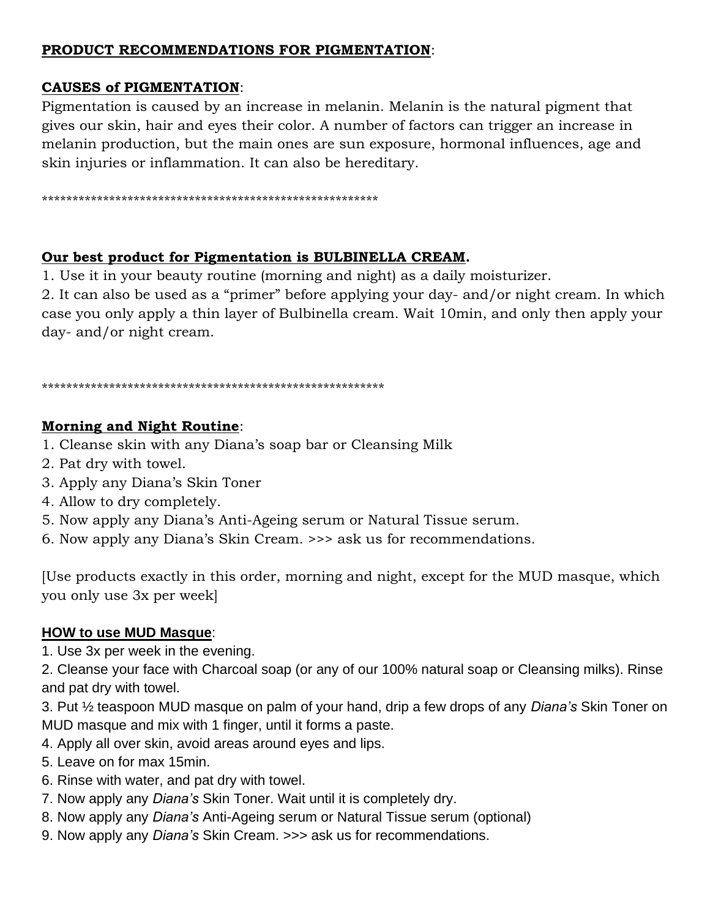**PRODUCT RECOMMENDATIONS FOR PIGMENTATION**:

**CAUSES of PIGMENTATION**:
Pigmentation is caused by an increase in melanin. Melanin is the natural pigment that gives our skin, hair and eyes their color. A number of factors can trigger an increase in melanin production, but the main ones are sun exposure, hormonal influences, age and skin injuries or inflammation. It can also be hereditary.

*******************************************************

**Our best product for Pigmentation is BULBINELLA CREAM.**

1. Use it in your beauty routine (morning and night) as a daily moisturizer.
2. It can also be used as a "primer" before applying your day- and/or night cream. In which case you only apply a thin layer of Bulbinella cream. Wait 10min, and only then apply your day- and/or night cream.

********************************************************

**Morning and Night Routine**:

1. Cleanse skin with any Diana's soap bar or Cleansing Milk
2. Pat dry with towel.
3. Apply any Diana's Skin Toner
4. Allow to dry completely.
5. Now apply any Diana's Anti-Ageing serum or Natural Tissue serum.
6. Now apply any Diana's Skin Cream. >>> ask us for recommendations.

[Use products exactly in this order, morning and night, except for the MUD masque, which you only use 3x per week]

**HOW to use MUD Masque**:

1. Use 3x per week in the evening.
2. Cleanse your face with Charcoal soap (or any of our 100% natural soap or Cleansing milks). Rinse and pat dry with towel.
3. Put ½ teaspoon MUD masque on palm of your hand, drip a few drops of any *Diana's* Skin Toner on MUD masque and mix with 1 finger, until it forms a paste.
4. Apply all over skin, avoid areas around eyes and lips.
5. Leave on for max 15min.
6. Rinse with water, and pat dry with towel.
7. Now apply any *Diana's* Skin Toner. Wait until it is completely dry.
8. Now apply any *Diana's* Anti-Ageing serum or Natural Tissue serum (optional)
9. Now apply any *Diana's* Skin Cream. >>> ask us for recommendations.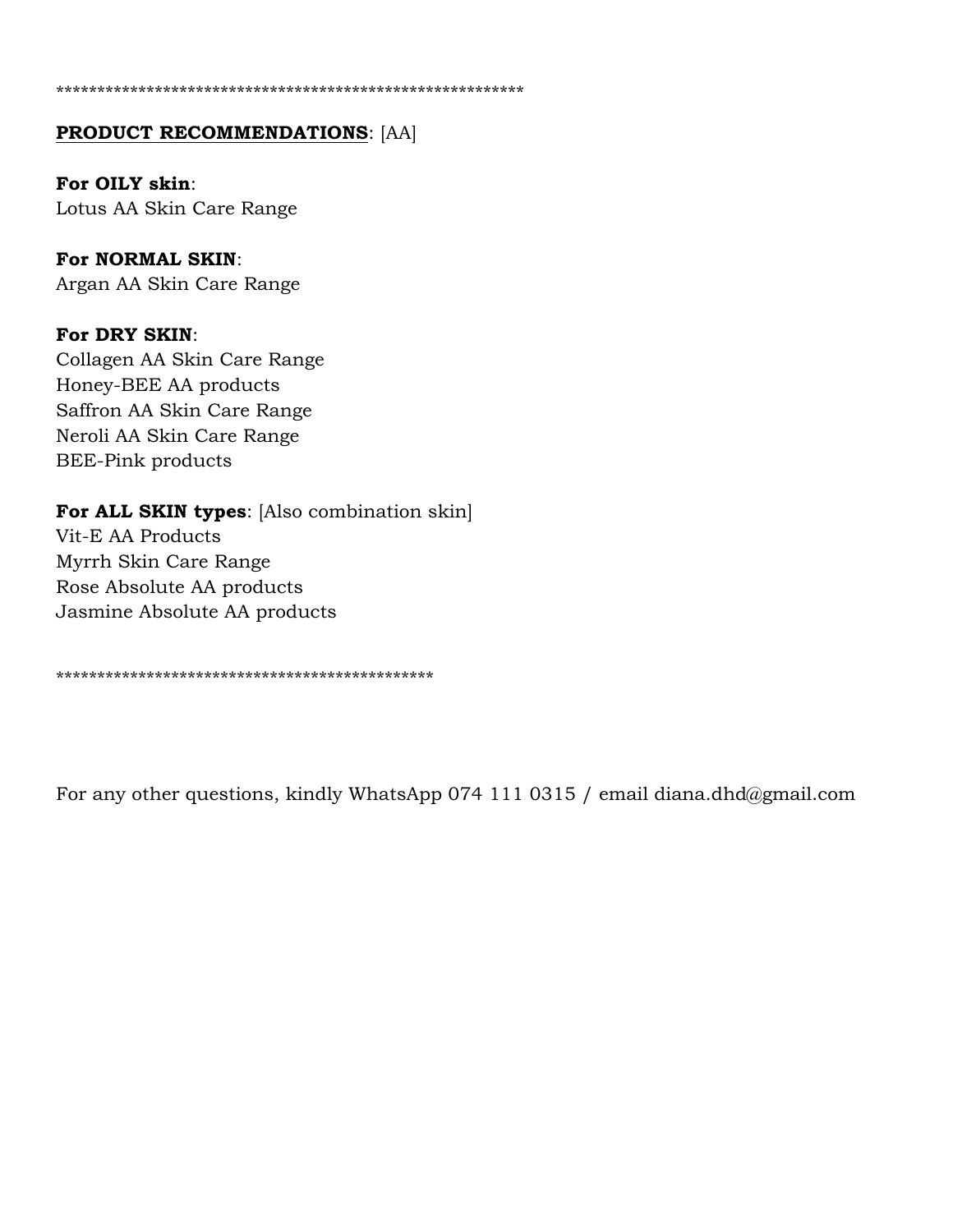**********************************************************

<u>**PRODUCT RECOMMENDATIONS**</u>: [AA]

**For OILY skin**:
Lotus AA Skin Care Range

**For NORMAL SKIN**:
Argan AA Skin Care Range

**For DRY SKIN**:
Collagen AA Skin Care Range
Honey-BEE AA products
Saffron AA Skin Care Range
Neroli AA Skin Care Range
BEE-Pink products

**For ALL SKIN types**: [Also combination skin]
Vit-E AA Products
Myrrh Skin Care Range
Rose Absolute AA products
Jasmine Absolute AA products

**********************************************

For any other questions, kindly WhatsApp 074 111 0315 / email diana.dhd@gmail.com